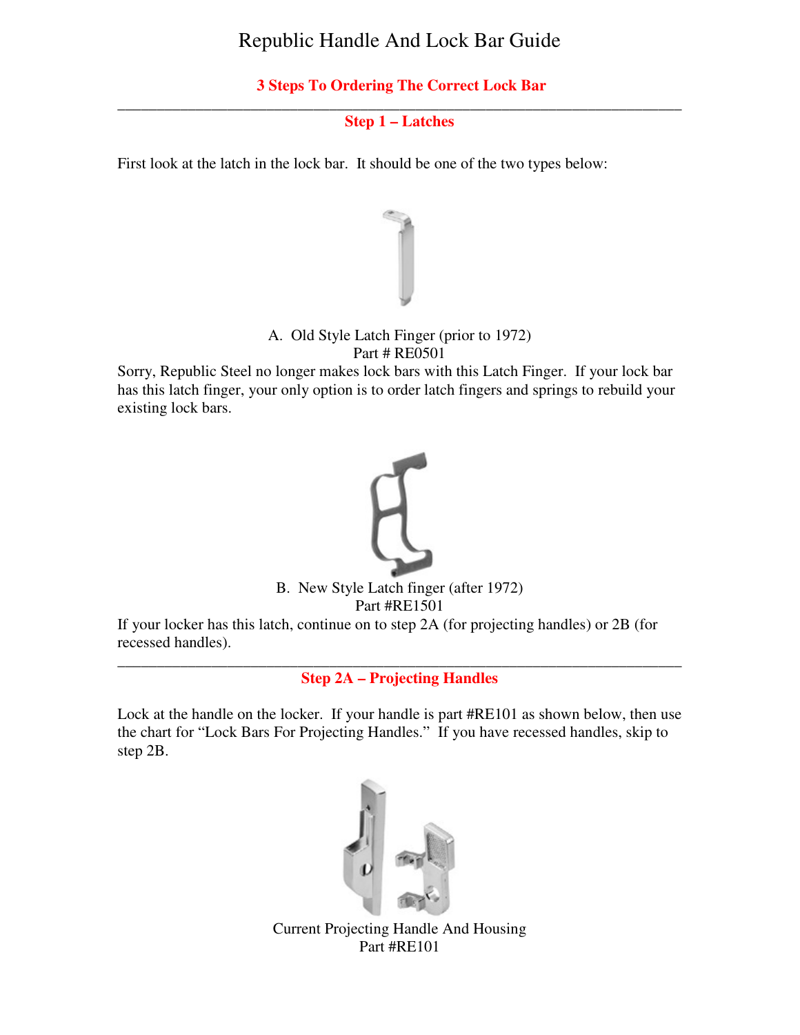# Republic Handle And Lock Bar Guide

## 3 Steps To Ordering The Correct Lock Bar

---

### Step 1 – Latches

First look at the latch in the lock bar. It should be one of the two types below:

A. Old Style Latch Finger (prior to 1972)
Part # RE0501

Sorry, Republic Steel no longer makes lock bars with this Latch Finger. If your lock bar has this latch finger, your only option is to order latch fingers and springs to rebuild your existing lock bars.

B. New Style Latch finger (after 1972)
Part #RE1501

If your locker has this latch, continue on to step 2A (for projecting handles) or 2B (for recessed handles).

---

### Step 2A – Projecting Handles

Lock at the handle on the locker. If your handle is part #RE101 as shown below, then use the chart for "Lock Bars For Projecting Handles." If you have recessed handles, skip to step 2B.

Current Projecting Handle And Housing
Part #RE101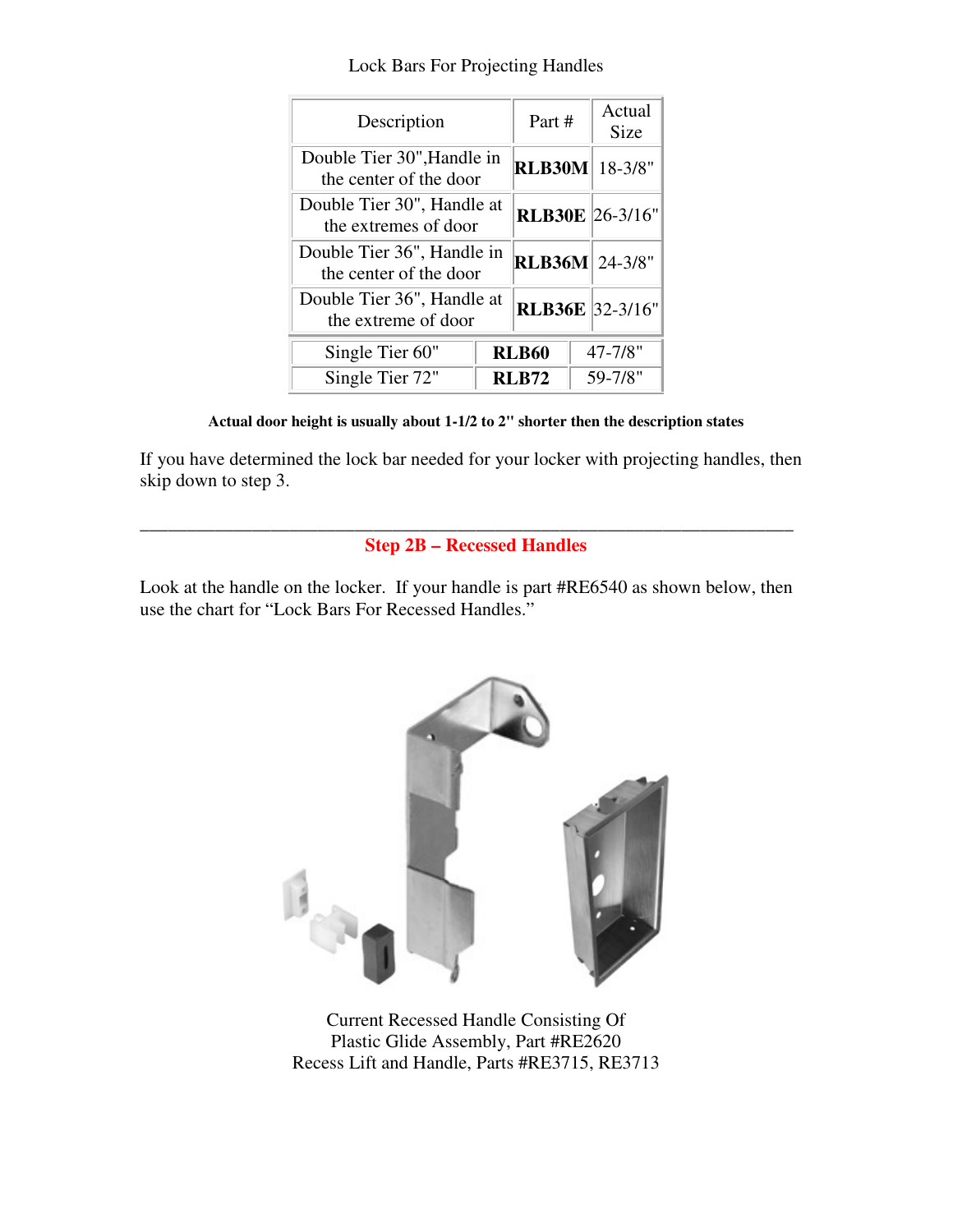Lock Bars For Projecting Handles

| Description | Part # | Actual Size |
|---|---|---|
| Double Tier 30",Handle in the center of the door | **RLB30M** | 18-3/8" |
| Double Tier 30", Handle at the extremes of door | **RLB30E** | 26-3/16" |
| Double Tier 36", Handle in the center of the door | **RLB36M** | 24-3/8" |
| Double Tier 36", Handle at the extreme of door | **RLB36E** | 32-3/16" |
| Single Tier 60" | **RLB60** | 47-7/8" |
| Single Tier 72" | **RLB72** | 59-7/8" |

**Actual door height is usually about 1-1/2 to 2" shorter then the description states**

If you have determined the lock bar needed for your locker with projecting handles, then skip down to step 3.

---

## Step 2B – Recessed Handles

Look at the handle on the locker. If your handle is part #RE6540 as shown below, then use the chart for "Lock Bars For Recessed Handles."

Current Recessed Handle Consisting Of
Plastic Glide Assembly, Part #RE2620
Recess Lift and Handle, Parts #RE3715, RE3713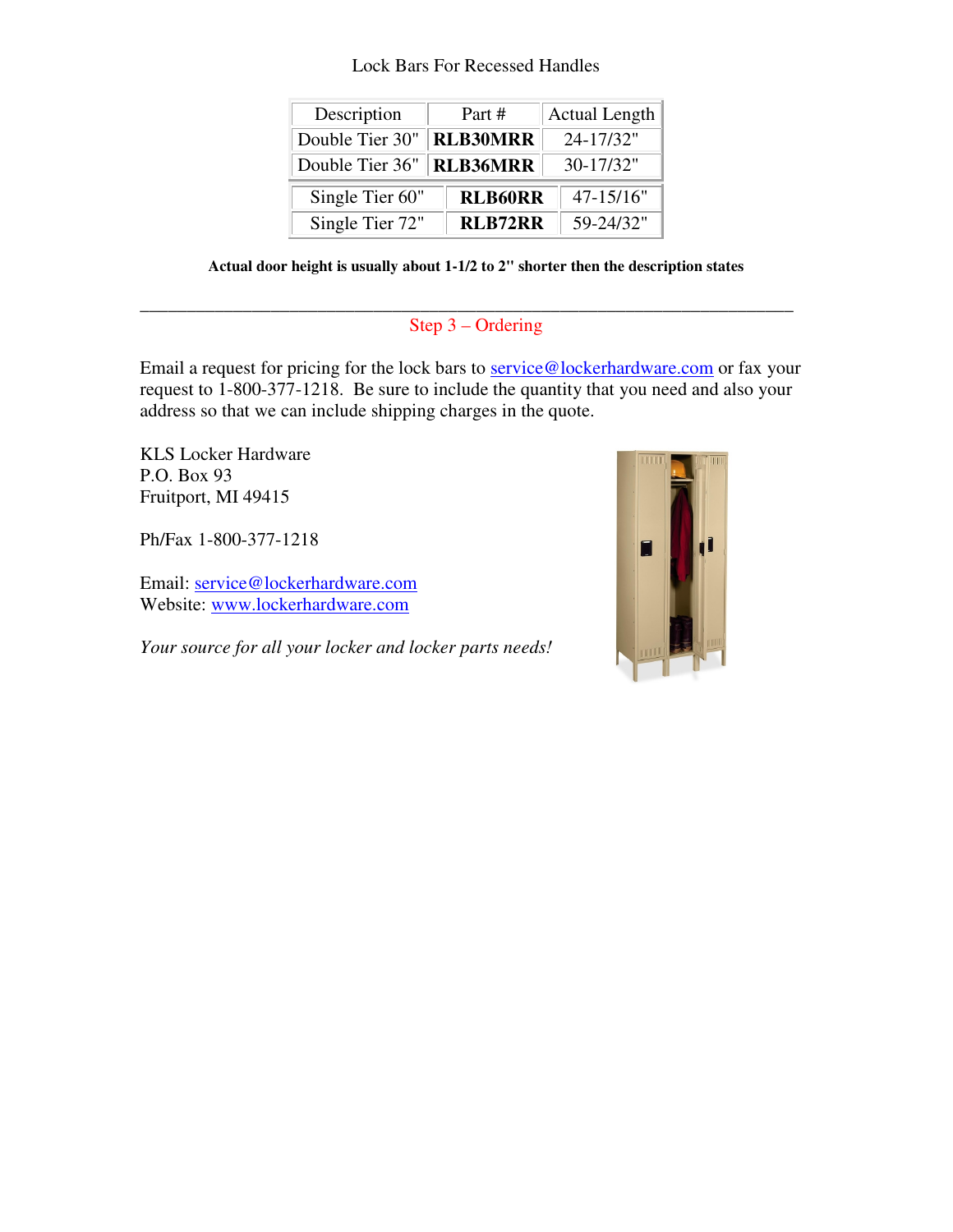Lock Bars For Recessed Handles

| Description | Part # | Actual Length |
|---|---|---|
| Double Tier 30" | **RLB30MRR** | 24-17/32" |
| Double Tier 36" | **RLB36MRR** | 30-17/32" |
| Single Tier 60" | **RLB60RR** | 47-15/16" |
| Single Tier 72" | **RLB72RR** | 59-24/32" |

**Actual door height is usually about 1-1/2 to 2" shorter then the description states**

---

## Step 3 – Ordering

Email a request for pricing for the lock bars to service@lockerhardware.com or fax your request to 1-800-377-1218. Be sure to include the quantity that you need and also your address so that we can include shipping charges in the quote.

KLS Locker Hardware
P.O. Box 93
Fruitport, MI 49415

Ph/Fax 1-800-377-1218

Email: service@lockerhardware.com
Website: www.lockerhardware.com

*Your source for all your locker and locker parts needs!*